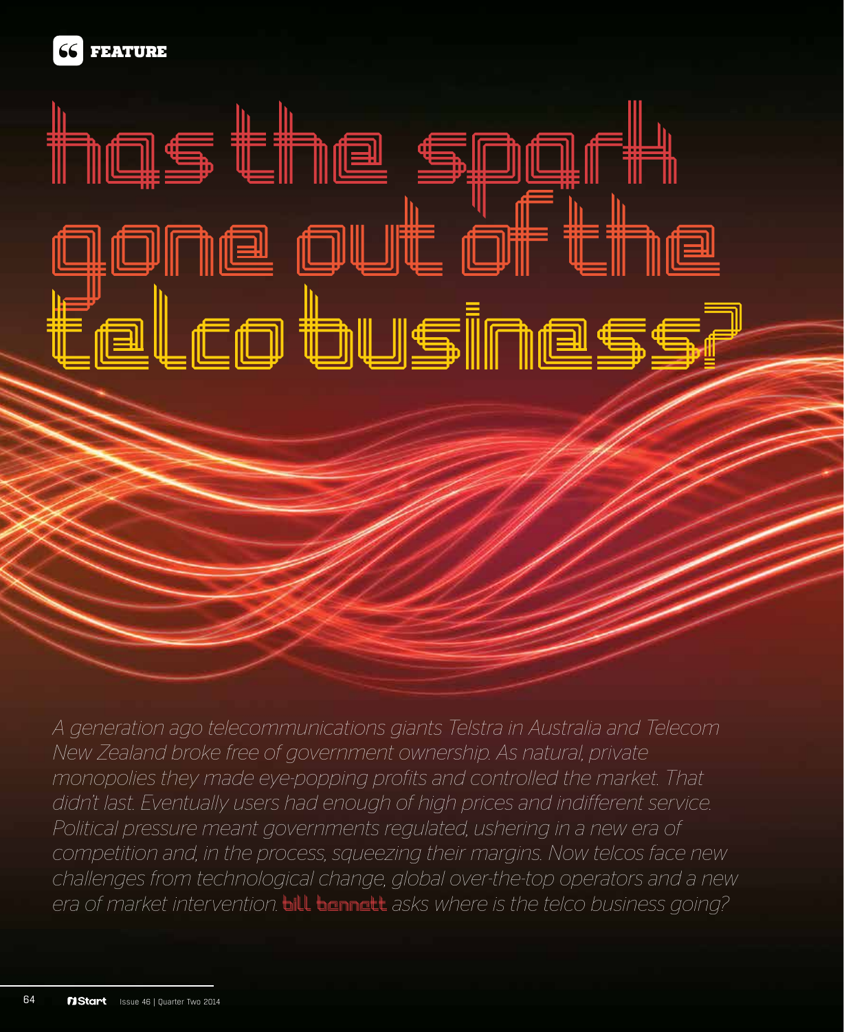FEATURE

# has the spark gone out of the telco business?

*A generation ago telecommunications giants Telstra in Australia and Telecom New Zealand broke free of government ownership. As natural, private monopolies they made eye-popping profits and controlled the market. That didn't last. Eventually users had enough of high prices and indifferent service. Political pressure meant governments regulated, ushering in a new era of competition and, in the process, squeezing their margins. Now telcos face new challenges from technological change, global over-the-top operators and a new era of market intervention.* **bill bennett** *asks where is the telco business going?*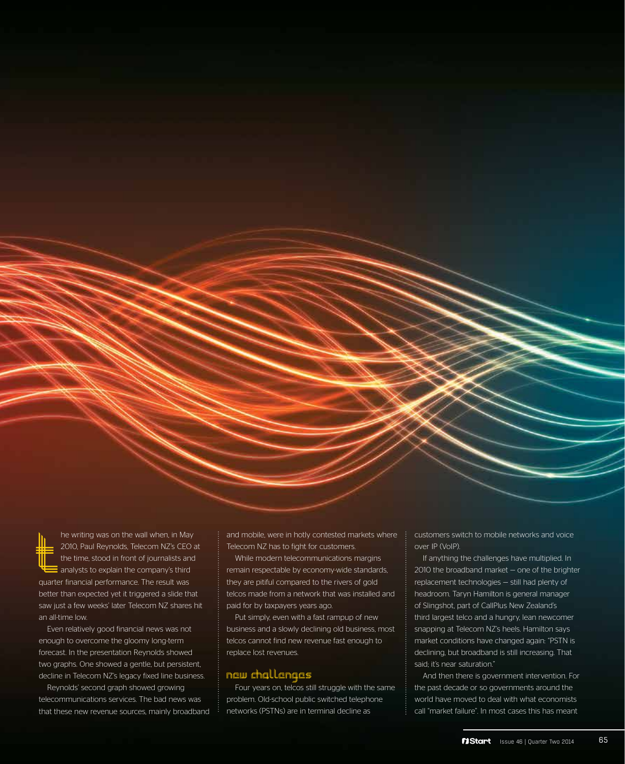The writing was on the wall when, in May 2010, Paul Reynolds, Telecom NZ's CEO at the time, stood in front of journalists and analysts to explain the company's third quarter financial performance. The result was better than expected yet it triggered a slide that saw just a few weeks' later Telecom NZ shares hit an all-time low.

Even relatively good financial news was not enough to overcome the gloomy long-term forecast. In the presentation Reynolds showed two graphs. One showed a gentle, but persistent, decline in Telecom NZ's legacy fixed line business.

Reynolds' second graph showed growing telecommunications services. The bad news was that these new revenue sources, mainly broadband and mobile, were in hotly contested markets where Telecom NZ has to fight for customers.

While modern telecommunications margins remain respectable by economy-wide standards, they are pitiful compared to the rivers of gold telcos made from a network that was installed and paid for by taxpayers years ago.

Put simply, even with a fast rampup of new business and a slowly declining old business, most telcos cannot find new revenue fast enough to replace lost revenues.

## new challenges

Four years on, telcos still struggle with the same problem. Old-school public switched telephone networks (PSTNs) are in terminal decline as customers switch to mobile networks and voice over IP (VoIP).

If anything the challenges have multiplied. In 2010 the broadband market – one of the brighter replacement technologies – still had plenty of headroom. Taryn Hamilton is general manager of Slingshot, part of CallPlus New Zealand's third largest telco and a hungry, lean newcomer snapping at Telecom NZ's heels. Hamilton says market conditions have changed again: "PSTN is declining, but broadband is still increasing. That said; it's near saturation."

And then there is government intervention. For the past decade or so governments around the world have moved to deal with what economists call "market failure". In most cases this has meant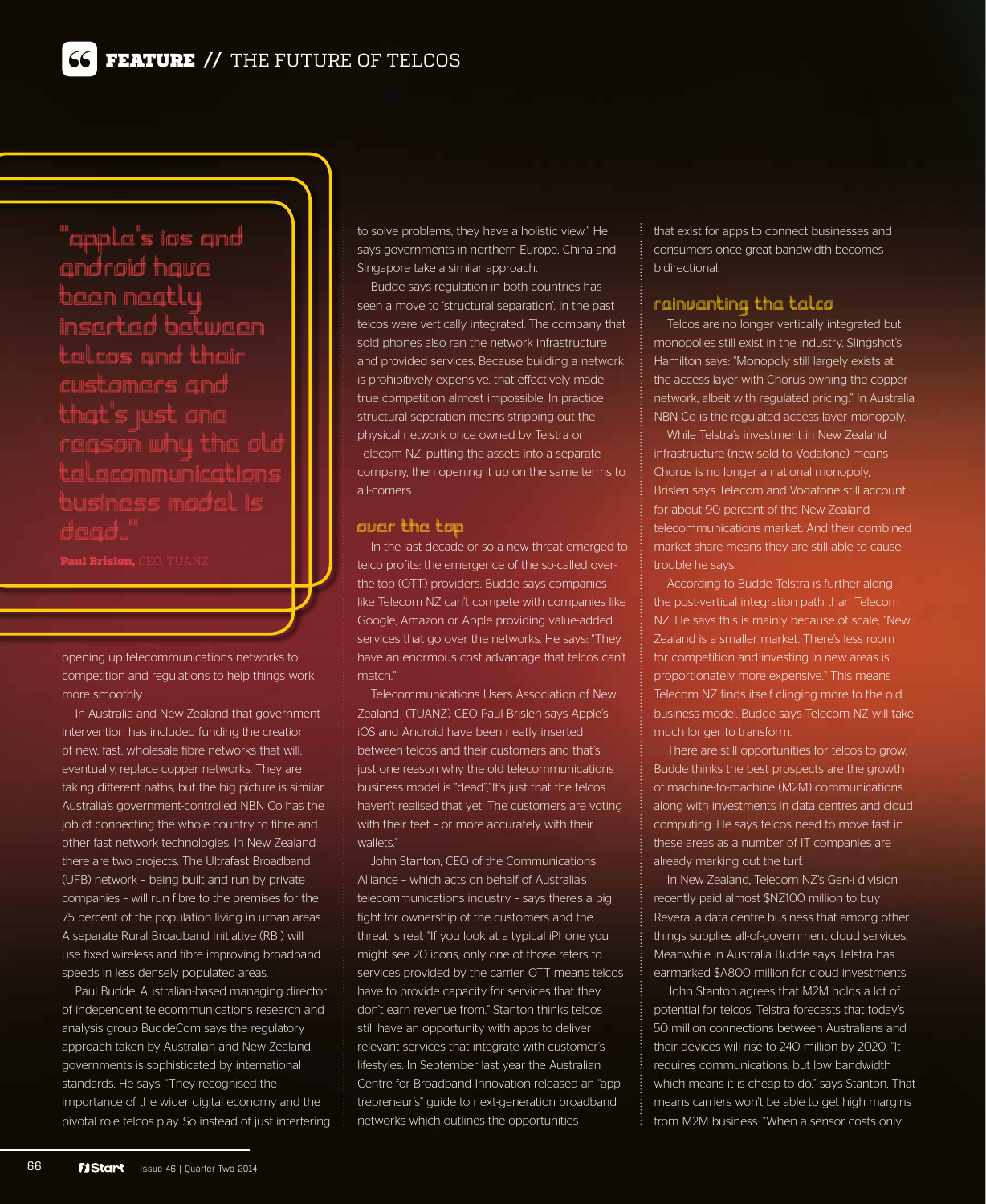> "Apple's iOS and Android have been neatly inserted between telcos and their customers and that's just one reason why the old telecommunications business model is dead.."
>
> **Paul Brislen,** CEO, TUANZ

opening up telecommunications networks to competition and regulations to help things work more smoothly.

In Australia and New Zealand that government intervention has included funding the creation of new, fast, wholesale fibre networks that will, eventually, replace copper networks. They are taking different paths, but the big picture is similar. Australia's government-controlled NBN Co has the job of connecting the whole country to fibre and other fast network technologies. In New Zealand there are two projects. The Ultrafast Broadband (UFB) network – being built and run by private companies – will run fibre to the premises for the 75 percent of the population living in urban areas. A separate Rural Broadband Initiative (RBI) will use fixed wireless and fibre improving broadband speeds in less densely populated areas.

Paul Budde, Australian-based managing director of independent telecommunications research and analysis group BuddeCom says the regulatory approach taken by Australian and New Zealand governments is sophisticated by international standards. He says: "They recognised the importance of the wider digital economy and the pivotal role telcos play. So instead of just interfering to solve problems, they have a holistic view." He says governments in northern Europe, China and Singapore take a similar approach.

Budde says regulation in both countries has seen a move to 'structural separation'. In the past telcos were vertically integrated. The company that sold phones also ran the network infrastructure and provided services. Because building a network is prohibitively expensive, that effectively made true competition almost impossible. In practice structural separation means stripping out the physical network once owned by Telstra or Telecom NZ, putting the assets into a separate company, then opening it up on the same terms to all-comers.

## Over the top

In the last decade or so a new threat emerged to telco profits: the emergence of the so-called over-the-top (OTT) providers. Budde says companies like Telecom NZ can't compete with companies like Google, Amazon or Apple providing value-added services that go over the networks. He says: "They have an enormous cost advantage that telcos can't match."

Telecommunications Users Association of New Zealand (TUANZ) CEO Paul Brislen says Apple's iOS and Android have been neatly inserted between telcos and their customers and that's just one reason why the old telecommunications business model is "dead";"It's just that the telcos haven't realised that yet. The customers are voting with their feet – or more accurately with their wallets."

John Stanton, CEO of the Communications Alliance – which acts on behalf of Australia's telecommunications industry – says there's a big fight for ownership of the customers and the threat is real. "If you look at a typical iPhone you might see 20 icons, only one of those refers to services provided by the carrier. OTT means telcos have to provide capacity for services that they don't earn revenue from." Stanton thinks telcos still have an opportunity with apps to deliver relevant services that integrate with customer's lifestyles. In September last year the Australian Centre for Broadband Innovation released an "app-trepreneur's" guide to next-generation broadband networks which outlines the opportunities that exist for apps to connect businesses and consumers once great bandwidth becomes bidirectional.

## Reinventing the telco

Telcos are no longer vertically integrated but monopolies still exist in the industry. Slingshot's Hamilton says: "Monopoly still largely exists at the access layer with Chorus owning the copper network, albeit with regulated pricing." In Australia NBN Co is the regulated access layer monopoly.

While Telstra's investment in New Zealand infrastructure (now sold to Vodafone) means Chorus is no longer a national monopoly, Brislen says Telecom and Vodafone still account for about 90 percent of the New Zealand telecommunications market. And their combined market share means they are still able to cause trouble he says.

According to Budde Telstra is further along the post-vertical integration path than Telecom NZ. He says this is mainly because of scale; "New Zealand is a smaller market. There's less room for competition and investing in new areas is proportionately more expensive." This means Telecom NZ finds itself clinging more to the old business model. Budde says Telecom NZ will take much longer to transform.

There are still opportunities for telcos to grow. Budde thinks the best prospects are the growth of machine-to-machine (M2M) communications along with investments in data centres and cloud computing. He says telcos need to move fast in these areas as a number of IT companies are already marking out the turf.

In New Zealand, Telecom NZ's Gen-i division recently paid almost $NZ100 million to buy Revera, a data centre business that among other things supplies all-of-government cloud services. Meanwhile in Australia Budde says Telstra has earmarked $A800 million for cloud investments.

John Stanton agrees that M2M holds a lot of potential for telcos. Telstra forecasts that today's 50 million connections between Australians and their devices will rise to 240 million by 2020. "It requires communications, but low bandwidth which means it is cheap to do," says Stanton. That means carriers won't be able to get high margins from M2M business: "When a sensor costs only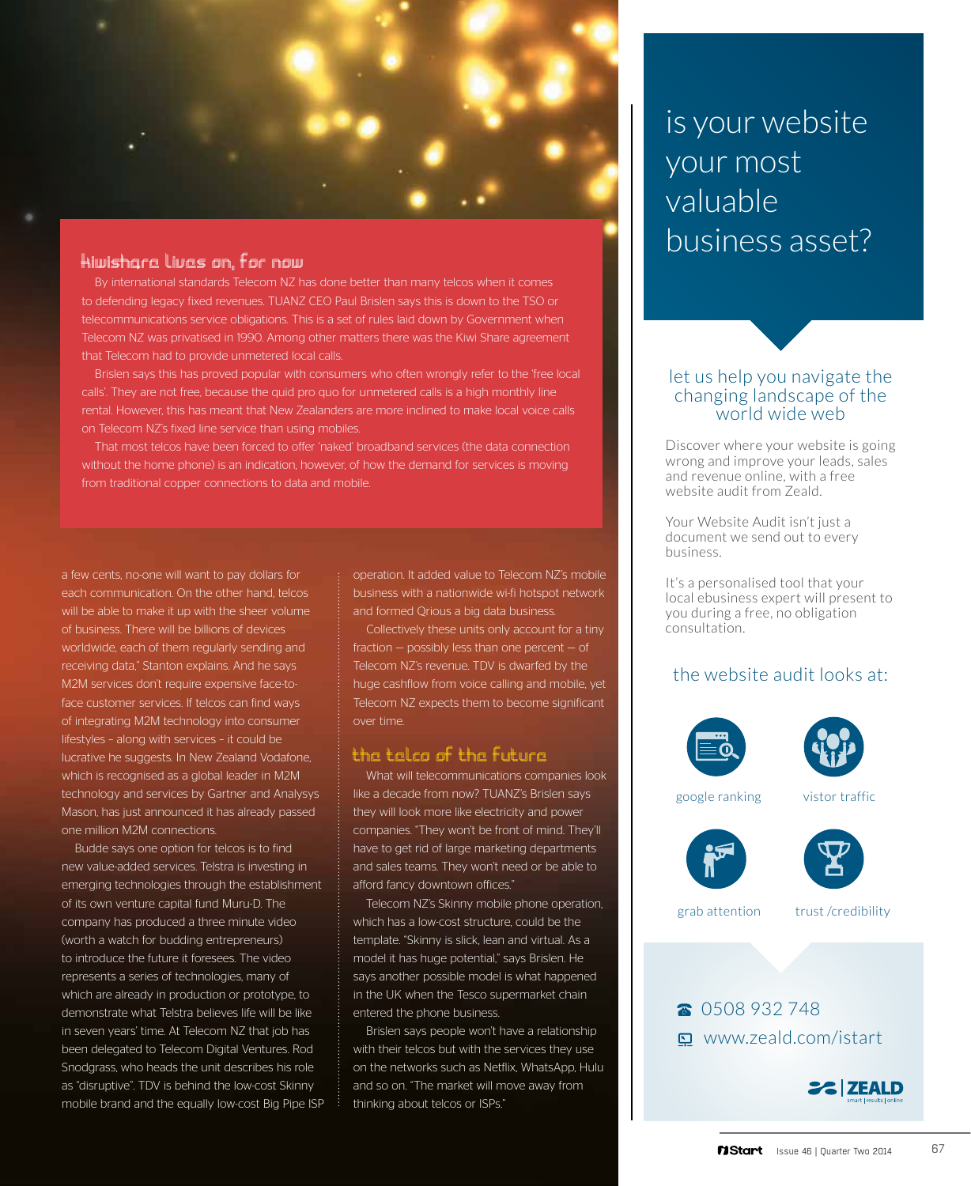## kiwishare lives on, for now

By international standards Telecom NZ has done better than many telcos when it comes to defending legacy fixed revenues. TUANZ CEO Paul Brislen says this is down to the TSO or telecommunications service obligations. This is a set of rules laid down by Government when Telecom NZ was privatised in 1990. Among other matters there was the Kiwi Share agreement that Telecom had to provide unmetered local calls.

Brislen says this has proved popular with consumers who often wrongly refer to the 'free local calls'. They are not free, because the quid pro quo for unmetered calls is a high monthly line rental. However, this has meant that New Zealanders are more inclined to make local voice calls on Telecom NZ's fixed line service than using mobiles.

That most telcos have been forced to offer 'naked' broadband services (the data connection without the home phone) is an indication, however, of how the demand for services is moving from traditional copper connections to data and mobile.

a few cents, no-one will want to pay dollars for each communication. On the other hand, telcos will be able to make it up with the sheer volume of business. There will be billions of devices worldwide, each of them regularly sending and receiving data," Stanton explains. And he says M2M services don't require expensive face-to-face customer services. If telcos can find ways of integrating M2M technology into consumer lifestyles – along with services – it could be lucrative he suggests. In New Zealand Vodafone, which is recognised as a global leader in M2M technology and services by Gartner and Analysys Mason, has just announced it has already passed one million M2M connections.

Budde says one option for telcos is to find new value-added services. Telstra is investing in emerging technologies through the establishment of its own venture capital fund Muru-D. The company has produced a three minute video (worth a watch for budding entrepreneurs) to introduce the future it foresees. The video represents a series of technologies, many of which are already in production or prototype, to demonstrate what Telstra believes life will be like in seven years' time. At Telecom NZ that job has been delegated to Telecom Digital Ventures. Rod Snodgrass, who heads the unit describes his role as "disruptive". TDV is behind the low-cost Skinny mobile brand and the equally low-cost Big Pipe ISP operation. It added value to Telecom NZ's mobile business with a nationwide wi-fi hotspot network and formed Qrious a big data business.

Collectively these units only account for a tiny fraction – possibly less than one percent – of Telecom NZ's revenue. TDV is dwarfed by the huge cashflow from voice calling and mobile, yet Telecom NZ expects them to become significant over time.

## the telco of the future

What will telecommunications companies look like a decade from now? TUANZ's Brislen says they will look more like electricity and power companies. "They won't be front of mind. They'll have to get rid of large marketing departments and sales teams. They won't need or be able to afford fancy downtown offices."

Telecom NZ's Skinny mobile phone operation, which has a low-cost structure, could be the template. "Skinny is slick, lean and virtual. As a model it has huge potential," says Brislen. He says another possible model is what happened in the UK when the Tesco supermarket chain entered the phone business.

Brislen says people won't have a relationship with their telcos but with the services they use on the networks such as Netflix, WhatsApp, Hulu and so on. "The market will move away from thinking about telcos or ISPs."

---

# is your website your most valuable business asset?

## let us help you navigate the changing landscape of the world wide web

Discover where your website is going wrong and improve your leads, sales and revenue online, with a free website audit from Zeald.

Your Website Audit isn't just a document we send out to every business.

It's a personalised tool that your local ebusiness expert will present to you during a free, no obligation consultation.

## the website audit looks at:

- google ranking
- vistor traffic
- grab attention
- trust /credibility

☎ 0508 932 748

www.zeald.com/istart

ZEALD smart | results | online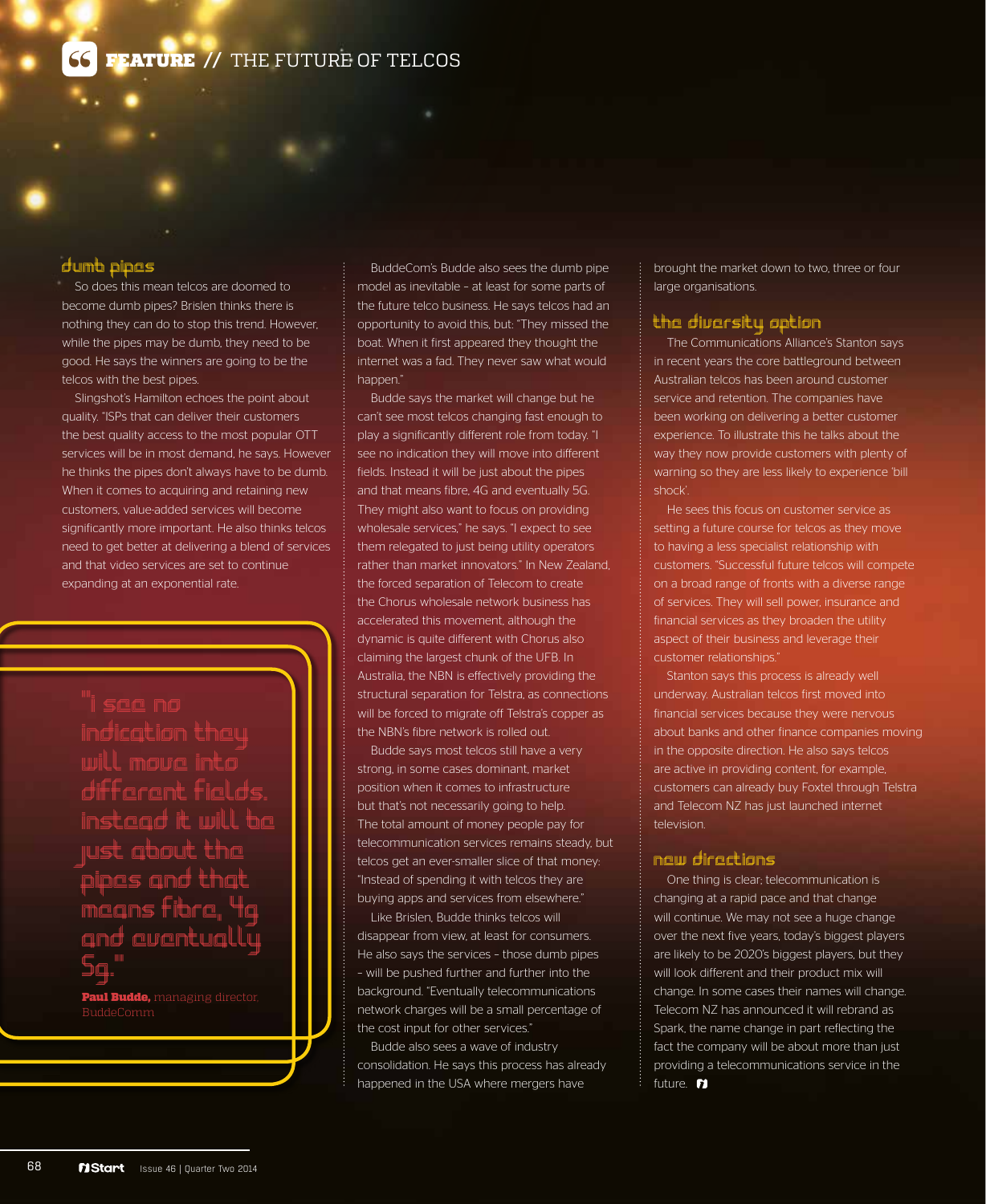## dumb pipes

So does this mean telcos are doomed to become dumb pipes? Brislen thinks there is nothing they can do to stop this trend. However, while the pipes may be dumb, they need to be good. He says the winners are going to be the telcos with the best pipes.

Slingshot's Hamilton echoes the point about quality. "ISPs that can deliver their customers the best quality access to the most popular OTT services will be in most demand, he says. However he thinks the pipes don't always have to be dumb. When it comes to acquiring and retaining new customers, value-added services will become significantly more important. He also thinks telcos need to get better at delivering a blend of services and that video services are set to continue expanding at an exponential rate.

> "I see no indication they will move into different fields. Instead it will be just about the pipes and that means fibre, 4G and eventually 5G."
>
> **Paul Budde,** managing director, BuddeComm

BuddeCom's Budde also sees the dumb pipe model as inevitable – at least for some parts of the future telco business. He says telcos had an opportunity to avoid this, but: "They missed the boat. When it first appeared they thought the internet was a fad. They never saw what would happen."

Budde says the market will change but he can't see most telcos changing fast enough to play a significantly different role from today. "I see no indication they will move into different fields. Instead it will be just about the pipes and that means fibre, 4G and eventually 5G. They might also want to focus on providing wholesale services," he says. "I expect to see them relegated to just being utility operators rather than market innovators." In New Zealand, the forced separation of Telecom to create the Chorus wholesale network business has accelerated this movement, although the dynamic is quite different with Chorus also claiming the largest chunk of the UFB. In Australia, the NBN is effectively providing the structural separation for Telstra, as connections will be forced to migrate off Telstra's copper as the NBN's fibre network is rolled out.

Budde says most telcos still have a very strong, in some cases dominant, market position when it comes to infrastructure but that's not necessarily going to help. The total amount of money people pay for telecommunication services remains steady, but telcos get an ever-smaller slice of that money: "Instead of spending it with telcos they are buying apps and services from elsewhere."

Like Brislen, Budde thinks telcos will disappear from view, at least for consumers. He also says the services – those dumb pipes – will be pushed further and further into the background. "Eventually telecommunications network charges will be a small percentage of the cost input for other services."

Budde also sees a wave of industry consolidation. He says this process has already happened in the USA where mergers have brought the market down to two, three or four large organisations.

## the diversity option

The Communications Alliance's Stanton says in recent years the core battleground between Australian telcos has been around customer service and retention. The companies have been working on delivering a better customer experience. To illustrate this he talks about the way they now provide customers with plenty of warning so they are less likely to experience 'bill shock'.

He sees this focus on customer service as setting a future course for telcos as they move to having a less specialist relationship with customers. "Successful future telcos will compete on a broad range of fronts with a diverse range of services. They will sell power, insurance and financial services as they broaden the utility aspect of their business and leverage their customer relationships."

Stanton says this process is already well underway. Australian telcos first moved into financial services because they were nervous about banks and other finance companies moving in the opposite direction. He also says telcos are active in providing content, for example, customers can already buy Foxtel through Telstra and Telecom NZ has just launched internet television.

## new directions

One thing is clear; telecommunication is changing at a rapid pace and that change will continue. We may not see a huge change over the next five years, today's biggest players are likely to be 2020's biggest players, but they will look different and their product mix will change. In some cases their names will change. Telecom NZ has announced it will rebrand as Spark, the name change in part reflecting the fact the company will be about more than just providing a telecommunications service in the future.